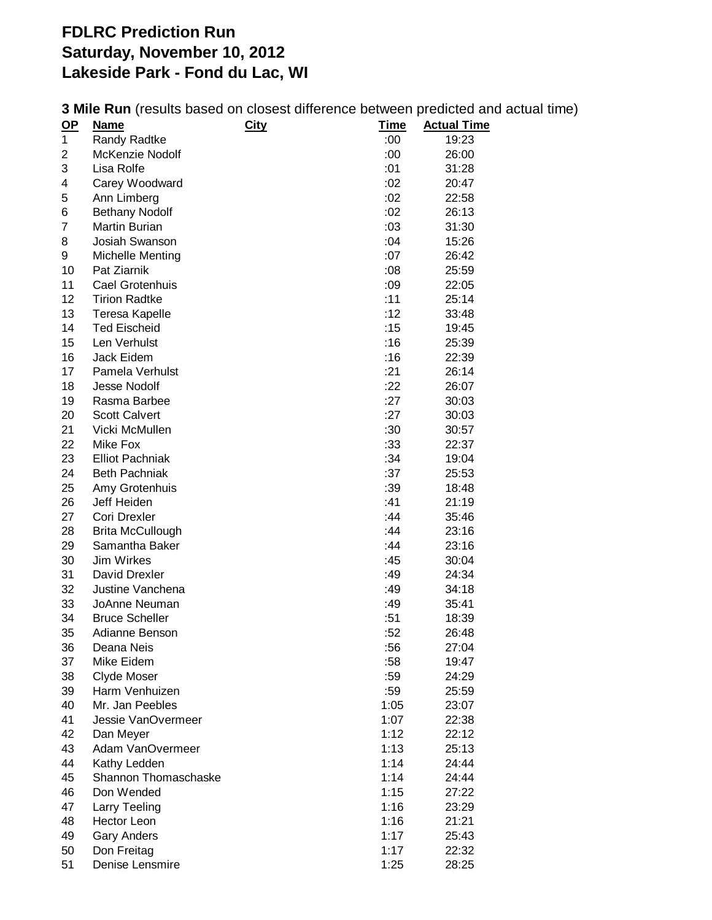# FDLRC Prediction Run
# Saturday, November 10, 2012
# Lakeside Park - Fond du Lac, WI

**3 Mile Run** (results based on closest difference between predicted and actual time)

| OP | Name | City | Time | Actual Time |
|---|---|---|---|---|
| 1 | Randy Radtke | | :00 | 19:23 |
| 2 | McKenzie Nodolf | | :00 | 26:00 |
| 3 | Lisa Rolfe | | :01 | 31:28 |
| 4 | Carey Woodward | | :02 | 20:47 |
| 5 | Ann Limberg | | :02 | 22:58 |
| 6 | Bethany Nodolf | | :02 | 26:13 |
| 7 | Martin Burian | | :03 | 31:30 |
| 8 | Josiah Swanson | | :04 | 15:26 |
| 9 | Michelle Menting | | :07 | 26:42 |
| 10 | Pat Ziarnik | | :08 | 25:59 |
| 11 | Cael Grotenhuis | | :09 | 22:05 |
| 12 | Tirion Radtke | | :11 | 25:14 |
| 13 | Teresa Kapelle | | :12 | 33:48 |
| 14 | Ted Eischeid | | :15 | 19:45 |
| 15 | Len Verhulst | | :16 | 25:39 |
| 16 | Jack Eidem | | :16 | 22:39 |
| 17 | Pamela Verhulst | | :21 | 26:14 |
| 18 | Jesse Nodolf | | :22 | 26:07 |
| 19 | Rasma Barbee | | :27 | 30:03 |
| 20 | Scott Calvert | | :27 | 30:03 |
| 21 | Vicki McMullen | | :30 | 30:57 |
| 22 | Mike Fox | | :33 | 22:37 |
| 23 | Elliot Pachniak | | :34 | 19:04 |
| 24 | Beth Pachniak | | :37 | 25:53 |
| 25 | Amy Grotenhuis | | :39 | 18:48 |
| 26 | Jeff Heiden | | :41 | 21:19 |
| 27 | Cori Drexler | | :44 | 35:46 |
| 28 | Brita McCullough | | :44 | 23:16 |
| 29 | Samantha Baker | | :44 | 23:16 |
| 30 | Jim Wirkes | | :45 | 30:04 |
| 31 | David Drexler | | :49 | 24:34 |
| 32 | Justine Vanchena | | :49 | 34:18 |
| 33 | JoAnne Neuman | | :49 | 35:41 |
| 34 | Bruce Scheller | | :51 | 18:39 |
| 35 | Adianne Benson | | :52 | 26:48 |
| 36 | Deana Neis | | :56 | 27:04 |
| 37 | Mike Eidem | | :58 | 19:47 |
| 38 | Clyde Moser | | :59 | 24:29 |
| 39 | Harm Venhuizen | | :59 | 25:59 |
| 40 | Mr. Jan Peebles | | 1:05 | 23:07 |
| 41 | Jessie VanOvermeer | | 1:07 | 22:38 |
| 42 | Dan Meyer | | 1:12 | 22:12 |
| 43 | Adam VanOvermeer | | 1:13 | 25:13 |
| 44 | Kathy Ledden | | 1:14 | 24:44 |
| 45 | Shannon Thomaschaske | | 1:14 | 24:44 |
| 46 | Don Wended | | 1:15 | 27:22 |
| 47 | Larry Teeling | | 1:16 | 23:29 |
| 48 | Hector Leon | | 1:16 | 21:21 |
| 49 | Gary Anders | | 1:17 | 25:43 |
| 50 | Don Freitag | | 1:17 | 22:32 |
| 51 | Denise Lensmire | | 1:25 | 28:25 |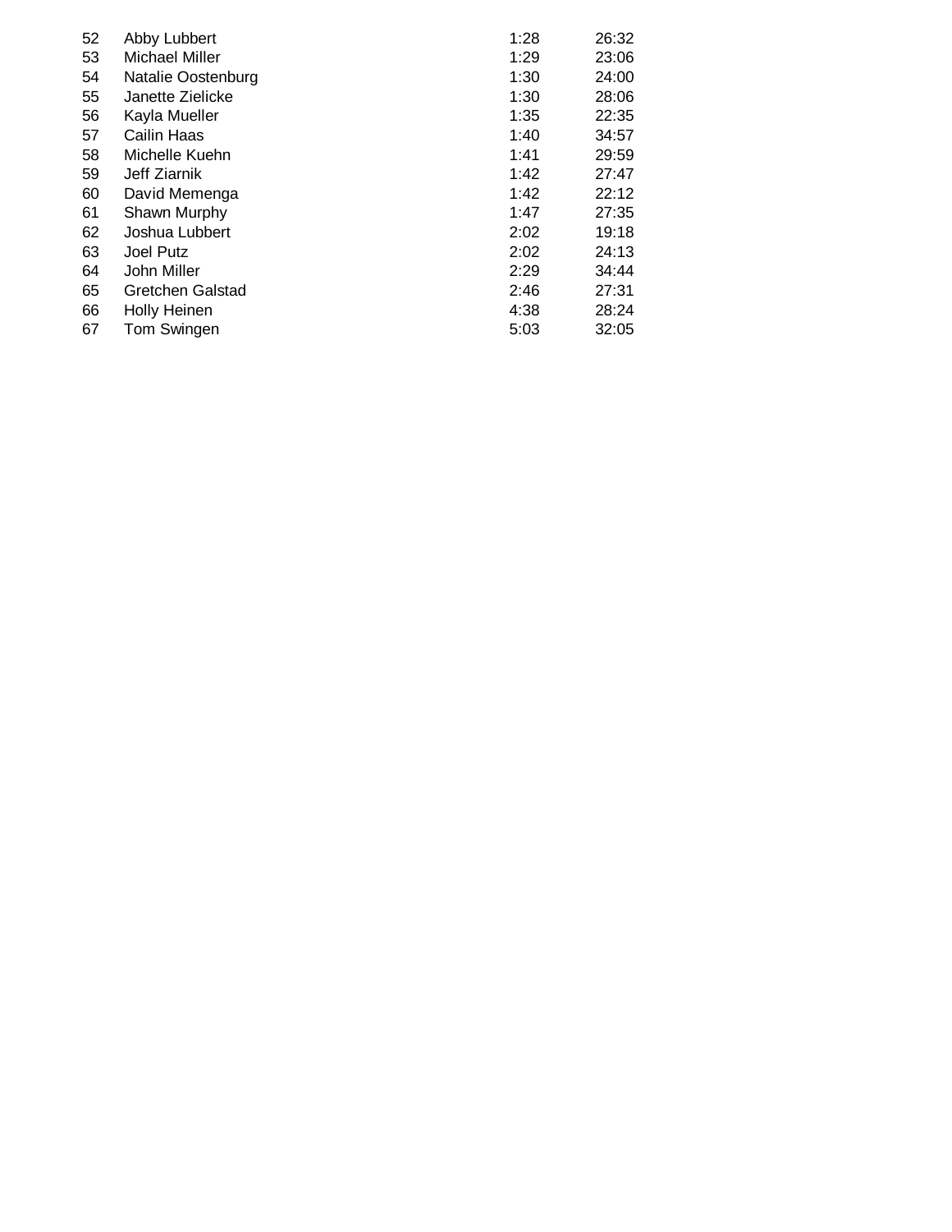| | | | |
|---|---|---|---|
| 52 | Abby Lubbert | 1:28 | 26:32 |
| 53 | Michael Miller | 1:29 | 23:06 |
| 54 | Natalie Oostenburg | 1:30 | 24:00 |
| 55 | Janette Zielicke | 1:30 | 28:06 |
| 56 | Kayla Mueller | 1:35 | 22:35 |
| 57 | Cailin Haas | 1:40 | 34:57 |
| 58 | Michelle Kuehn | 1:41 | 29:59 |
| 59 | Jeff Ziarnik | 1:42 | 27:47 |
| 60 | David Memenga | 1:42 | 22:12 |
| 61 | Shawn Murphy | 1:47 | 27:35 |
| 62 | Joshua Lubbert | 2:02 | 19:18 |
| 63 | Joel Putz | 2:02 | 24:13 |
| 64 | John Miller | 2:29 | 34:44 |
| 65 | Gretchen Galstad | 2:46 | 27:31 |
| 66 | Holly Heinen | 4:38 | 28:24 |
| 67 | Tom Swingen | 5:03 | 32:05 |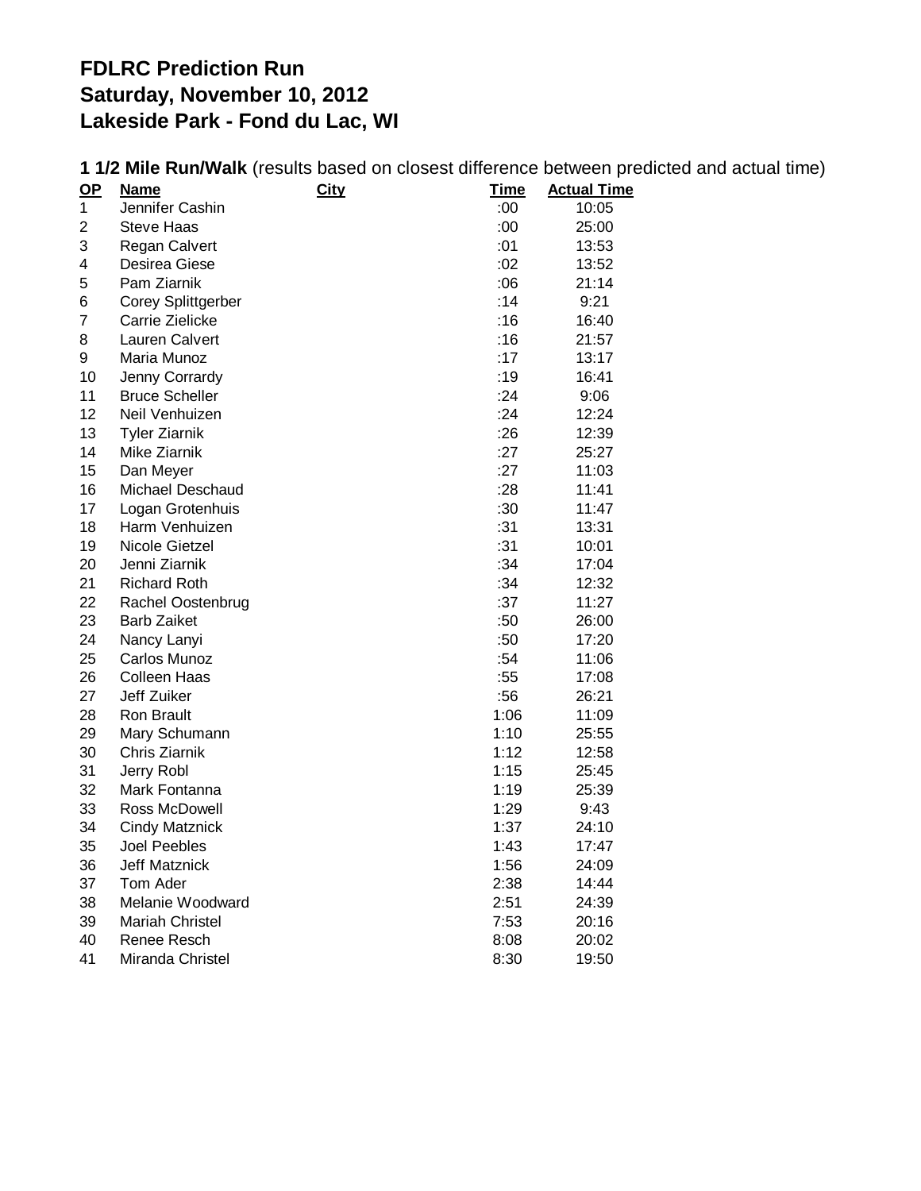# FDLRC Prediction Run
# Saturday, November 10, 2012
# Lakeside Park - Fond du Lac, WI

**1 1/2 Mile Run/Walk** (results based on closest difference between predicted and actual time)

| OP | Name | City | Time | Actual Time |
|---|---|---|---|---|
| 1 | Jennifer Cashin | | :00 | 10:05 |
| 2 | Steve Haas | | :00 | 25:00 |
| 3 | Regan Calvert | | :01 | 13:53 |
| 4 | Desirea Giese | | :02 | 13:52 |
| 5 | Pam Ziarnik | | :06 | 21:14 |
| 6 | Corey Splittgerber | | :14 | 9:21 |
| 7 | Carrie Zielicke | | :16 | 16:40 |
| 8 | Lauren Calvert | | :16 | 21:57 |
| 9 | Maria Munoz | | :17 | 13:17 |
| 10 | Jenny Corrardy | | :19 | 16:41 |
| 11 | Bruce Scheller | | :24 | 9:06 |
| 12 | Neil Venhuizen | | :24 | 12:24 |
| 13 | Tyler Ziarnik | | :26 | 12:39 |
| 14 | Mike Ziarnik | | :27 | 25:27 |
| 15 | Dan Meyer | | :27 | 11:03 |
| 16 | Michael Deschaud | | :28 | 11:41 |
| 17 | Logan Grotenhuis | | :30 | 11:47 |
| 18 | Harm Venhuizen | | :31 | 13:31 |
| 19 | Nicole Gietzel | | :31 | 10:01 |
| 20 | Jenni Ziarnik | | :34 | 17:04 |
| 21 | Richard Roth | | :34 | 12:32 |
| 22 | Rachel Oostenbrug | | :37 | 11:27 |
| 23 | Barb Zaiket | | :50 | 26:00 |
| 24 | Nancy Lanyi | | :50 | 17:20 |
| 25 | Carlos Munoz | | :54 | 11:06 |
| 26 | Colleen Haas | | :55 | 17:08 |
| 27 | Jeff Zuiker | | :56 | 26:21 |
| 28 | Ron Brault | | 1:06 | 11:09 |
| 29 | Mary Schumann | | 1:10 | 25:55 |
| 30 | Chris Ziarnik | | 1:12 | 12:58 |
| 31 | Jerry Robl | | 1:15 | 25:45 |
| 32 | Mark Fontanna | | 1:19 | 25:39 |
| 33 | Ross McDowell | | 1:29 | 9:43 |
| 34 | Cindy Matznick | | 1:37 | 24:10 |
| 35 | Joel Peebles | | 1:43 | 17:47 |
| 36 | Jeff Matznick | | 1:56 | 24:09 |
| 37 | Tom Ader | | 2:38 | 14:44 |
| 38 | Melanie Woodward | | 2:51 | 24:39 |
| 39 | Mariah Christel | | 7:53 | 20:16 |
| 40 | Renee Resch | | 8:08 | 20:02 |
| 41 | Miranda Christel | | 8:30 | 19:50 |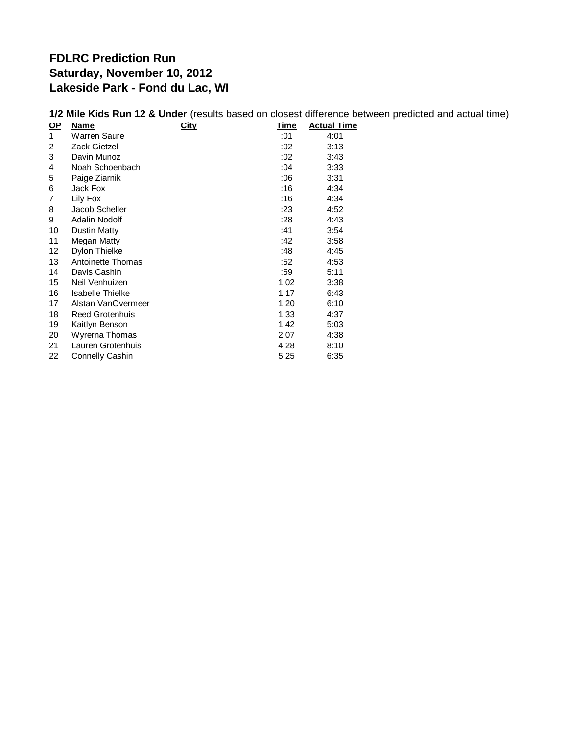# FDLRC Prediction Run
# Saturday, November 10, 2012
# Lakeside Park - Fond du Lac, WI

**1/2 Mile Kids Run 12 & Under** (results based on closest difference between predicted and actual time)

| OP | Name | City | Time | Actual Time |
|---|---|---|---|---|
| 1 | Warren Saure | | :01 | 4:01 |
| 2 | Zack Gietzel | | :02 | 3:13 |
| 3 | Davin Munoz | | :02 | 3:43 |
| 4 | Noah Schoenbach | | :04 | 3:33 |
| 5 | Paige Ziarnik | | :06 | 3:31 |
| 6 | Jack Fox | | :16 | 4:34 |
| 7 | Lily Fox | | :16 | 4:34 |
| 8 | Jacob Scheller | | :23 | 4:52 |
| 9 | Adalin Nodolf | | :28 | 4:43 |
| 10 | Dustin Matty | | :41 | 3:54 |
| 11 | Megan Matty | | :42 | 3:58 |
| 12 | Dylon Thielke | | :48 | 4:45 |
| 13 | Antoinette Thomas | | :52 | 4:53 |
| 14 | Davis Cashin | | :59 | 5:11 |
| 15 | Neil Venhuizen | | 1:02 | 3:38 |
| 16 | Isabelle Thielke | | 1:17 | 6:43 |
| 17 | Alstan VanOvermeer | | 1:20 | 6:10 |
| 18 | Reed Grotenhuis | | 1:33 | 4:37 |
| 19 | Kaitlyn Benson | | 1:42 | 5:03 |
| 20 | Wyrerna Thomas | | 2:07 | 4:38 |
| 21 | Lauren Grotenhuis | | 4:28 | 8:10 |
| 22 | Connelly Cashin | | 5:25 | 6:35 |